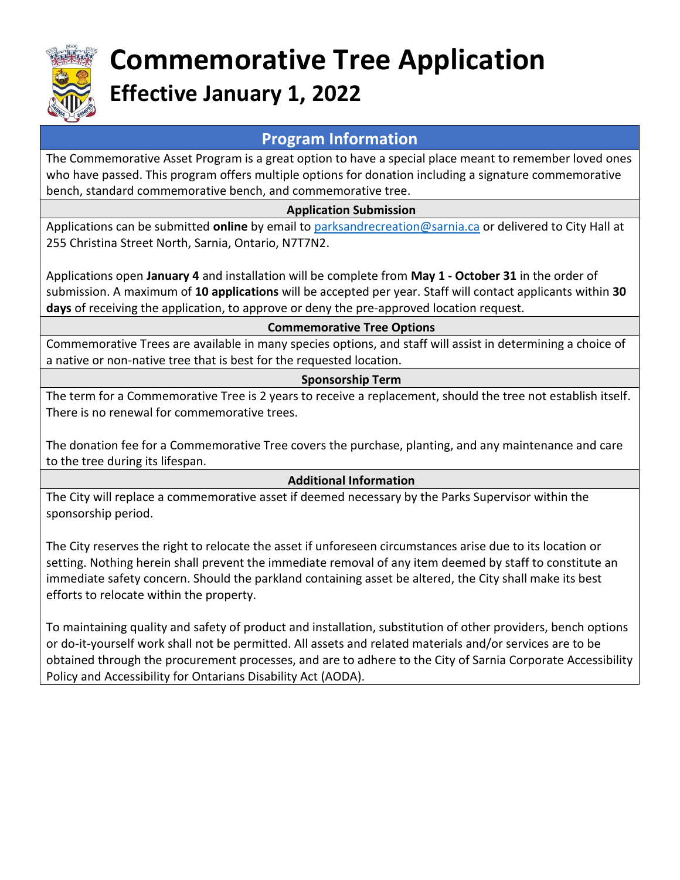# Commemorative Tree Application

## Effective January 1, 2022

## Program Information

The Commemorative Asset Program is a great option to have a special place meant to remember loved ones who have passed. This program offers multiple options for donation including a signature commemorative bench, standard commemorative bench, and commemorative tree.

### Application Submission

Applications can be submitted **online** by email to parksandrecreation@sarnia.ca or delivered to City Hall at 255 Christina Street North, Sarnia, Ontario, N7T7N2.

Applications open **January 4** and installation will be complete from **May 1 - October 31** in the order of submission. A maximum of **10 applications** will be accepted per year. Staff will contact applicants within **30 days** of receiving the application, to approve or deny the pre-approved location request.

### Commemorative Tree Options

Commemorative Trees are available in many species options, and staff will assist in determining a choice of a native or non-native tree that is best for the requested location.

### Sponsorship Term

The term for a Commemorative Tree is 2 years to receive a replacement, should the tree not establish itself. There is no renewal for commemorative trees.

The donation fee for a Commemorative Tree covers the purchase, planting, and any maintenance and care to the tree during its lifespan.

### Additional Information

The City will replace a commemorative asset if deemed necessary by the Parks Supervisor within the sponsorship period.

The City reserves the right to relocate the asset if unforeseen circumstances arise due to its location or setting. Nothing herein shall prevent the immediate removal of any item deemed by staff to constitute an immediate safety concern. Should the parkland containing asset be altered, the City shall make its best efforts to relocate within the property.

To maintaining quality and safety of product and installation, substitution of other providers, bench options or do-it-yourself work shall not be permitted. All assets and related materials and/or services are to be obtained through the procurement processes, and are to adhere to the City of Sarnia Corporate Accessibility Policy and Accessibility for Ontarians Disability Act (AODA).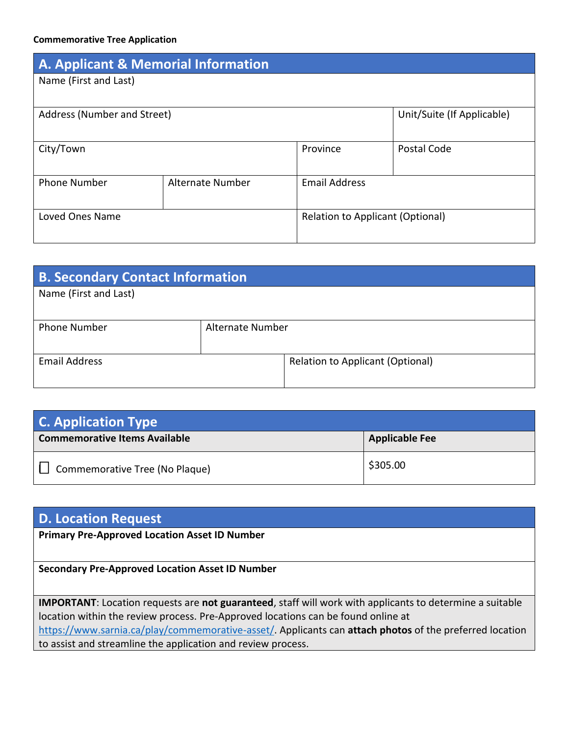**Commemorative Tree Application**

## A. Applicant & Memorial Information

| | | | |
|---|---|---|---|
| Name (First and Last) | | | |
| Address (Number and Street) | | | Unit/Suite (If Applicable) |
| City/Town | | Province | Postal Code |
| Phone Number | Alternate Number | Email Address | |
| Loved Ones Name | | Relation to Applicant (Optional) | |

## B. Secondary Contact Information

| | | |
|---|---|---|
| Name (First and Last) | | |
| Phone Number | Alternate Number | |
| Email Address | | Relation to Applicant (Optional) |

## C. Application Type

| Commemorative Items Available | Applicable Fee |
|---|---|
| ☐ Commemorative Tree (No Plaque) | $305.00 |

## D. Location Request

**Primary Pre-Approved Location Asset ID Number**

**Secondary Pre-Approved Location Asset ID Number**

**IMPORTANT**: Location requests are **not guaranteed**, staff will work with applicants to determine a suitable location within the review process. Pre-Approved locations can be found online at https://www.sarnia.ca/play/commemorative-asset/. Applicants can **attach photos** of the preferred location to assist and streamline the application and review process.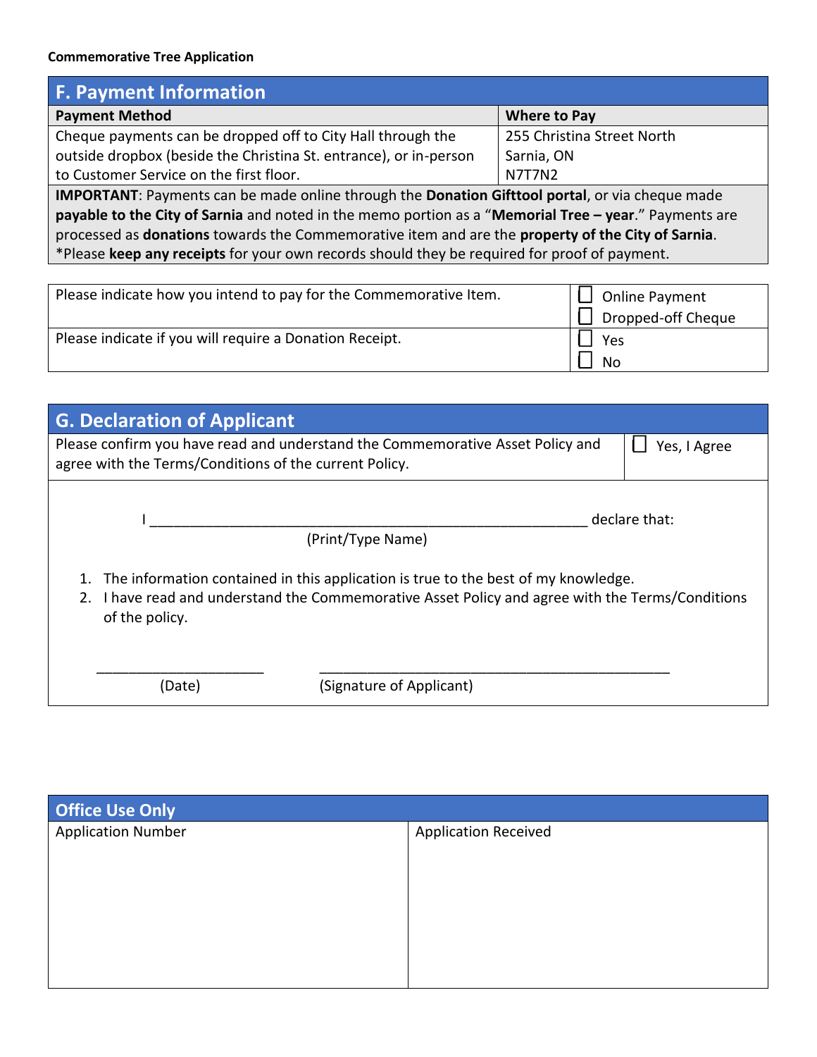**Commemorative Tree Application**

## F. Payment Information

| Payment Method | Where to Pay |
|---|---|
| Cheque payments can be dropped off to City Hall through the outside dropbox (beside the Christina St. entrance), or in-person to Customer Service on the first floor. | 255 Christina Street North<br>Sarnia, ON<br>N7T7N2 |

**IMPORTANT**: Payments can be made online through the **Donation Gifttool portal**, or via cheque made **payable to the City of Sarnia** and noted in the memo portion as a "**Memorial Tree – year**." Payments are processed as **donations** towards the Commemorative item and are the **property of the City of Sarnia**.
*Please **keep any receipts** for your own records should they be required for proof of payment.

| | |
|---|---|
| Please indicate how you intend to pay for the Commemorative Item. | ☐ Online Payment<br>☐ Dropped-off Cheque |
| Please indicate if you will require a Donation Receipt. | ☐ Yes<br>☐ No |

## G. Declaration of Applicant

| | |
|---|---|
| Please confirm you have read and understand the Commemorative Asset Policy and agree with the Terms/Conditions of the current Policy. | ☐ Yes, I Agree |

I \_\_\_\_\_\_\_\_\_\_\_\_\_\_\_\_\_\_\_\_\_\_\_\_\_\_\_\_\_\_\_\_\_\_\_\_\_\_\_\_\_\_\_\_\_\_\_\_\_\_\_\_\_\_\_\_ declare that:
(Print/Type Name)

1. The information contained in this application is true to the best of my knowledge.
2. I have read and understand the Commemorative Asset Policy and agree with the Terms/Conditions of the policy.

\_\_\_\_\_\_\_\_\_\_\_\_\_\_\_\_\_\_\_\_\_\_ \_\_\_\_\_\_\_\_\_\_\_\_\_\_\_\_\_\_\_\_\_\_\_\_\_\_\_\_\_\_\_\_\_\_\_\_\_\_\_\_\_\_\_\_\_\_
(Date) (Signature of Applicant)

## Office Use Only

| Application Number | Application Received |
|---|---|
| | |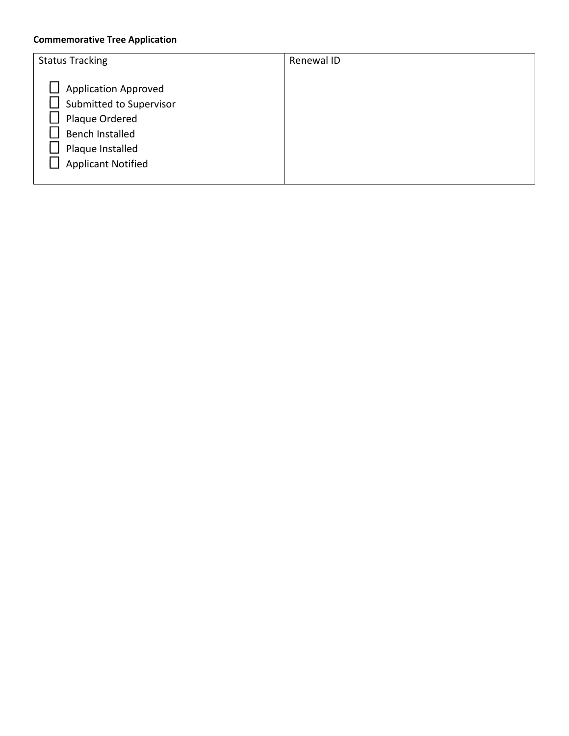**Commemorative Tree Application**

| | |
|---|---|
| Status Tracking<br><br>☐ Application Approved<br>☐ Submitted to Supervisor<br>☐ Plaque Ordered<br>☐ Bench Installed<br>☐ Plaque Installed<br>☐ Applicant Notified | Renewal ID |